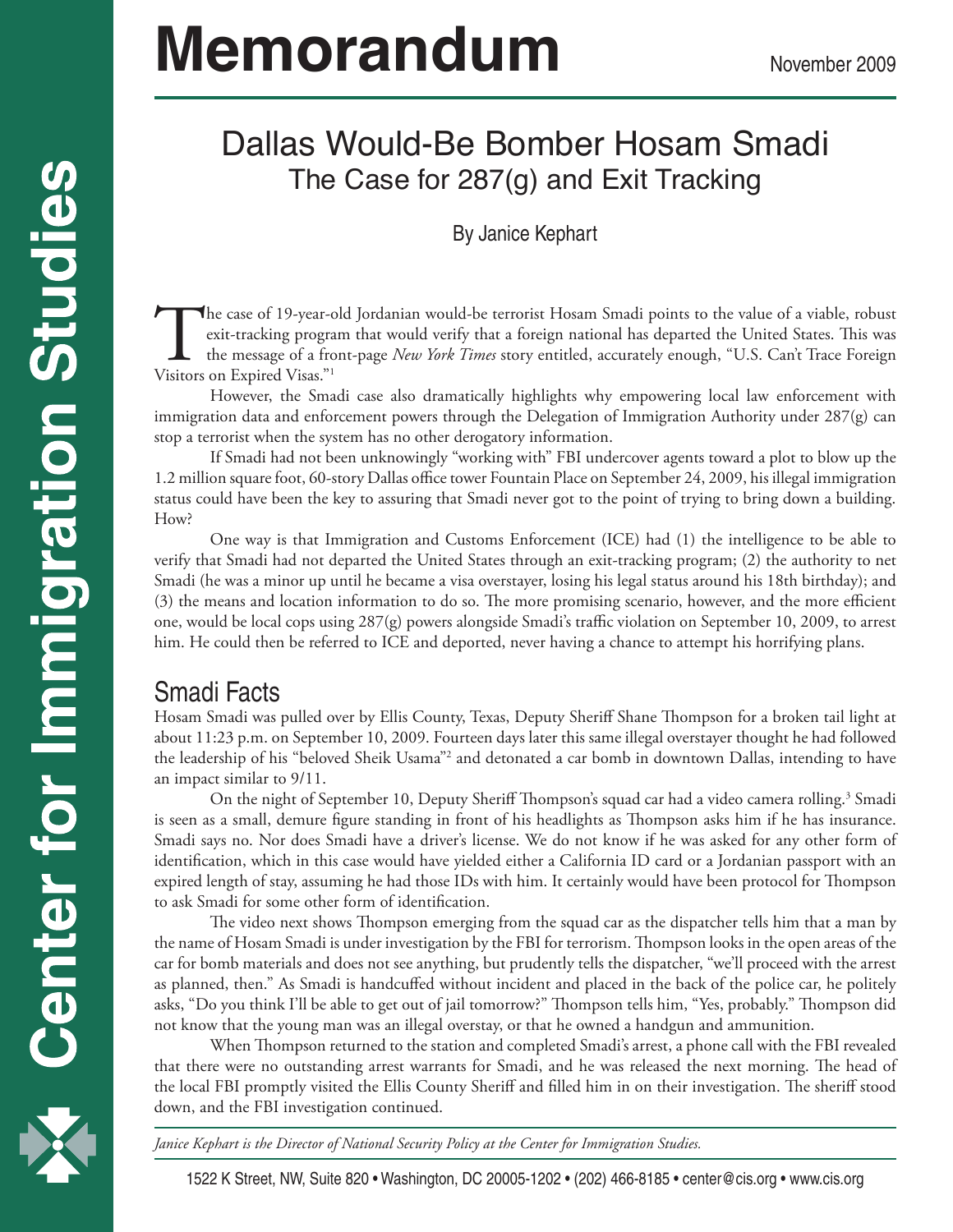# Memorandum

November 2009

## Dallas Would-Be Bomber Hosam Smadi
### The Case for 287(g) and Exit Tracking

By Janice Kephart

The case of 19-year-old Jordanian would-be terrorist Hosam Smadi points to the value of a viable, robust exit-tracking program that would verify that a foreign national has departed the United States. This was the message of a front-page *New York Times* story entitled, accurately enough, "U.S. Can't Trace Foreign Visitors on Expired Visas."[1]

However, the Smadi case also dramatically highlights why empowering local law enforcement with immigration data and enforcement powers through the Delegation of Immigration Authority under 287(g) can stop a terrorist when the system has no other derogatory information.

If Smadi had not been unknowingly "working with" FBI undercover agents toward a plot to blow up the 1.2 million square foot, 60-story Dallas office tower Fountain Place on September 24, 2009, his illegal immigration status could have been the key to assuring that Smadi never got to the point of trying to bring down a building. How?

One way is that Immigration and Customs Enforcement (ICE) had (1) the intelligence to be able to verify that Smadi had not departed the United States through an exit-tracking program; (2) the authority to net Smadi (he was a minor up until he became a visa overstayer, losing his legal status around his 18th birthday); and (3) the means and location information to do so. The more promising scenario, however, and the more efficient one, would be local cops using 287(g) powers alongside Smadi's traffic violation on September 10, 2009, to arrest him. He could then be referred to ICE and deported, never having a chance to attempt his horrifying plans.

## Smadi Facts

Hosam Smadi was pulled over by Ellis County, Texas, Deputy Sheriff Shane Thompson for a broken tail light at about 11:23 p.m. on September 10, 2009. Fourteen days later this same illegal overstayer thought he had followed the leadership of his "beloved Sheik Usama"[2] and detonated a car bomb in downtown Dallas, intending to have an impact similar to 9/11.

On the night of September 10, Deputy Sheriff Thompson's squad car had a video camera rolling.[3] Smadi is seen as a small, demure figure standing in front of his headlights as Thompson asks him if he has insurance. Smadi says no. Nor does Smadi have a driver's license. We do not know if he was asked for any other form of identification, which in this case would have yielded either a California ID card or a Jordanian passport with an expired length of stay, assuming he had those IDs with him. It certainly would have been protocol for Thompson to ask Smadi for some other form of identification.

The video next shows Thompson emerging from the squad car as the dispatcher tells him that a man by the name of Hosam Smadi is under investigation by the FBI for terrorism. Thompson looks in the open areas of the car for bomb materials and does not see anything, but prudently tells the dispatcher, "we'll proceed with the arrest as planned, then." As Smadi is handcuffed without incident and placed in the back of the police car, he politely asks, "Do you think I'll be able to get out of jail tomorrow?" Thompson tells him, "Yes, probably." Thompson did not know that the young man was an illegal overstay, or that he owned a handgun and ammunition.

When Thompson returned to the station and completed Smadi's arrest, a phone call with the FBI revealed that there were no outstanding arrest warrants for Smadi, and he was released the next morning. The head of the local FBI promptly visited the Ellis County Sheriff and filled him in on their investigation. The sheriff stood down, and the FBI investigation continued.

*Janice Kephart is the Director of National Security Policy at the Center for Immigration Studies.*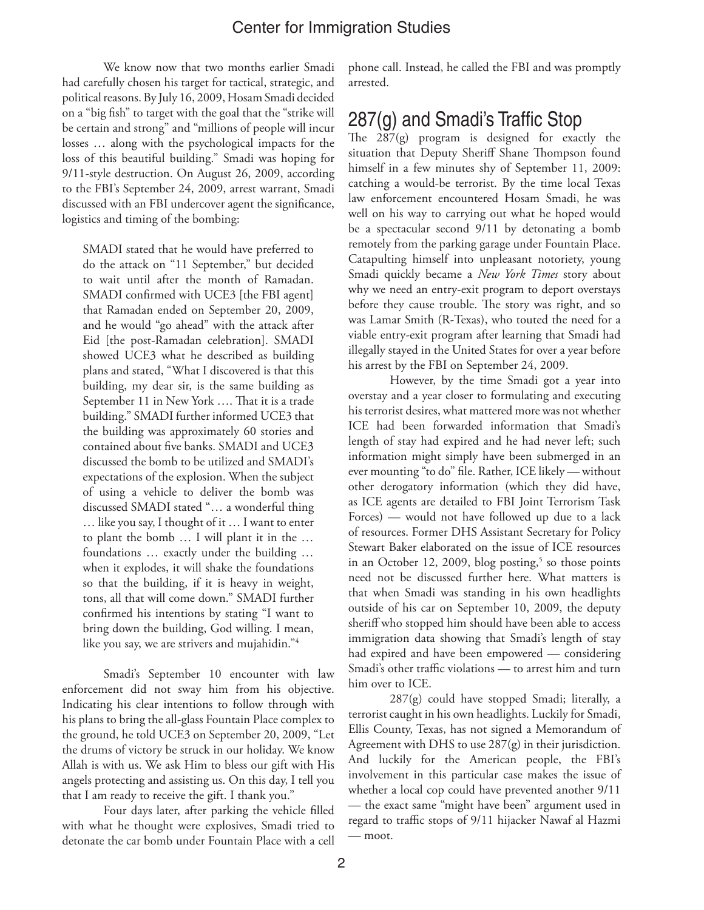We know now that two months earlier Smadi had carefully chosen his target for tactical, strategic, and political reasons. By July 16, 2009, Hosam Smadi decided on a "big fish" to target with the goal that the "strike will be certain and strong" and "millions of people will incur losses … along with the psychological impacts for the loss of this beautiful building." Smadi was hoping for 9/11-style destruction. On August 26, 2009, according to the FBI's September 24, 2009, arrest warrant, Smadi discussed with an FBI undercover agent the significance, logistics and timing of the bombing:

> SMADI stated that he would have preferred to do the attack on "11 September," but decided to wait until after the month of Ramadan. SMADI confirmed with UCE3 [the FBI agent] that Ramadan ended on September 20, 2009, and he would "go ahead" with the attack after Eid [the post-Ramadan celebration]. SMADI showed UCE3 what he described as building plans and stated, "What I discovered is that this building, my dear sir, is the same building as September 11 in New York …. That it is a trade building." SMADI further informed UCE3 that the building was approximately 60 stories and contained about five banks. SMADI and UCE3 discussed the bomb to be utilized and SMADI's expectations of the explosion. When the subject of using a vehicle to deliver the bomb was discussed SMADI stated "… a wonderful thing … like you say, I thought of it … I want to enter to plant the bomb … I will plant it in the … foundations … exactly under the building … when it explodes, it will shake the foundations so that the building, if it is heavy in weight, tons, all that will come down." SMADI further confirmed his intentions by stating "I want to bring down the building, God willing. I mean, like you say, we are strivers and mujahidin."[4]

Smadi's September 10 encounter with law enforcement did not sway him from his objective. Indicating his clear intentions to follow through with his plans to bring the all-glass Fountain Place complex to the ground, he told UCE3 on September 20, 2009, "Let the drums of victory be struck in our holiday. We know Allah is with us. We ask Him to bless our gift with His angels protecting and assisting us. On this day, I tell you that I am ready to receive the gift. I thank you."

Four days later, after parking the vehicle filled with what he thought were explosives, Smadi tried to detonate the car bomb under Fountain Place with a cell phone call. Instead, he called the FBI and was promptly arrested.

## 287(g) and Smadi's Traffic Stop

The 287(g) program is designed for exactly the situation that Deputy Sheriff Shane Thompson found himself in a few minutes shy of September 11, 2009: catching a would-be terrorist. By the time local Texas law enforcement encountered Hosam Smadi, he was well on his way to carrying out what he hoped would be a spectacular second 9/11 by detonating a bomb remotely from the parking garage under Fountain Place. Catapulting himself into unpleasant notoriety, young Smadi quickly became a *New York Times* story about why we need an entry-exit program to deport overstays before they cause trouble. The story was right, and so was Lamar Smith (R-Texas), who touted the need for a viable entry-exit program after learning that Smadi had illegally stayed in the United States for over a year before his arrest by the FBI on September 24, 2009.

However, by the time Smadi got a year into overstay and a year closer to formulating and executing his terrorist desires, what mattered more was not whether ICE had been forwarded information that Smadi's length of stay had expired and he had never left; such information might simply have been submerged in an ever mounting "to do" file. Rather, ICE likely — without other derogatory information (which they did have, as ICE agents are detailed to FBI Joint Terrorism Task Forces) — would not have followed up due to a lack of resources. Former DHS Assistant Secretary for Policy Stewart Baker elaborated on the issue of ICE resources in an October 12, 2009, blog posting,[5] so those points need not be discussed further here. What matters is that when Smadi was standing in his own headlights outside of his car on September 10, 2009, the deputy sheriff who stopped him should have been able to access immigration data showing that Smadi's length of stay had expired and have been empowered — considering Smadi's other traffic violations — to arrest him and turn him over to ICE.

287(g) could have stopped Smadi; literally, a terrorist caught in his own headlights. Luckily for Smadi, Ellis County, Texas, has not signed a Memorandum of Agreement with DHS to use 287(g) in their jurisdiction. And luckily for the American people, the FBI's involvement in this particular case makes the issue of whether a local cop could have prevented another 9/11 — the exact same "might have been" argument used in regard to traffic stops of 9/11 hijacker Nawaf al Hazmi — moot.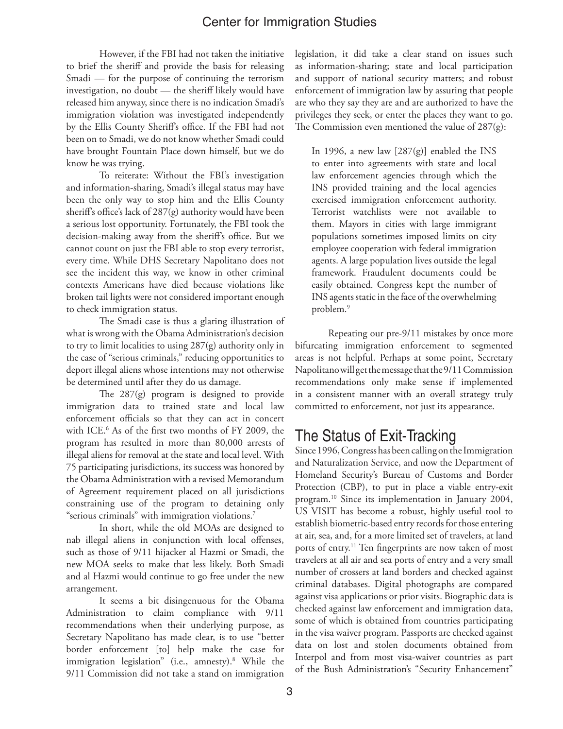However, if the FBI had not taken the initiative to brief the sheriff and provide the basis for releasing Smadi — for the purpose of continuing the terrorism investigation, no doubt — the sheriff likely would have released him anyway, since there is no indication Smadi's immigration violation was investigated independently by the Ellis County Sheriff's office. If the FBI had not been on to Smadi, we do not know whether Smadi could have brought Fountain Place down himself, but we do know he was trying.

To reiterate: Without the FBI's investigation and information-sharing, Smadi's illegal status may have been the only way to stop him and the Ellis County sheriff's office's lack of 287(g) authority would have been a serious lost opportunity. Fortunately, the FBI took the decision-making away from the sheriff's office. But we cannot count on just the FBI able to stop every terrorist, every time. While DHS Secretary Napolitano does not see the incident this way, we know in other criminal contexts Americans have died because violations like broken tail lights were not considered important enough to check immigration status.

The Smadi case is thus a glaring illustration of what is wrong with the Obama Administration's decision to try to limit localities to using 287(g) authority only in the case of "serious criminals," reducing opportunities to deport illegal aliens whose intentions may not otherwise be determined until after they do us damage.

The 287(g) program is designed to provide immigration data to trained state and local law enforcement officials so that they can act in concert with ICE.[6] As of the first two months of FY 2009, the program has resulted in more than 80,000 arrests of illegal aliens for removal at the state and local level. With 75 participating jurisdictions, its success was honored by the Obama Administration with a revised Memorandum of Agreement requirement placed on all jurisdictions constraining use of the program to detaining only "serious criminals" with immigration violations.[7]

In short, while the old MOAs are designed to nab illegal aliens in conjunction with local offenses, such as those of 9/11 hijacker al Hazmi or Smadi, the new MOA seeks to make that less likely. Both Smadi and al Hazmi would continue to go free under the new arrangement.

It seems a bit disingenuous for the Obama Administration to claim compliance with 9/11 recommendations when their underlying purpose, as Secretary Napolitano has made clear, is to use "better border enforcement [to] help make the case for immigration legislation" (i.e., amnesty).[8] While the 9/11 Commission did not take a stand on immigration legislation, it did take a clear stand on issues such as information-sharing; state and local participation and support of national security matters; and robust enforcement of immigration law by assuring that people are who they say they are and are authorized to have the privileges they seek, or enter the places they want to go. The Commission even mentioned the value of 287(g):

> In 1996, a new law [287(g)] enabled the INS to enter into agreements with state and local law enforcement agencies through which the INS provided training and the local agencies exercised immigration enforcement authority. Terrorist watchlists were not available to them. Mayors in cities with large immigrant populations sometimes imposed limits on city employee cooperation with federal immigration agents. A large population lives outside the legal framework. Fraudulent documents could be easily obtained. Congress kept the number of INS agents static in the face of the overwhelming problem.[9]

Repeating our pre-9/11 mistakes by once more bifurcating immigration enforcement to segmented areas is not helpful. Perhaps at some point, Secretary Napolitano will get the message that the 9/11 Commission recommendations only make sense if implemented in a consistent manner with an overall strategy truly committed to enforcement, not just its appearance.

## The Status of Exit-Tracking

Since 1996, Congress has been calling on the Immigration and Naturalization Service, and now the Department of Homeland Security's Bureau of Customs and Border Protection (CBP), to put in place a viable entry-exit program.[10] Since its implementation in January 2004, US VISIT has become a robust, highly useful tool to establish biometric-based entry records for those entering at air, sea, and, for a more limited set of travelers, at land ports of entry.[11] Ten fingerprints are now taken of most travelers at all air and sea ports of entry and a very small number of crossers at land borders and checked against criminal databases. Digital photographs are compared against visa applications or prior visits. Biographic data is checked against law enforcement and immigration data, some of which is obtained from countries participating in the visa waiver program. Passports are checked against data on lost and stolen documents obtained from Interpol and from most visa-waiver countries as part of the Bush Administration's "Security Enhancement"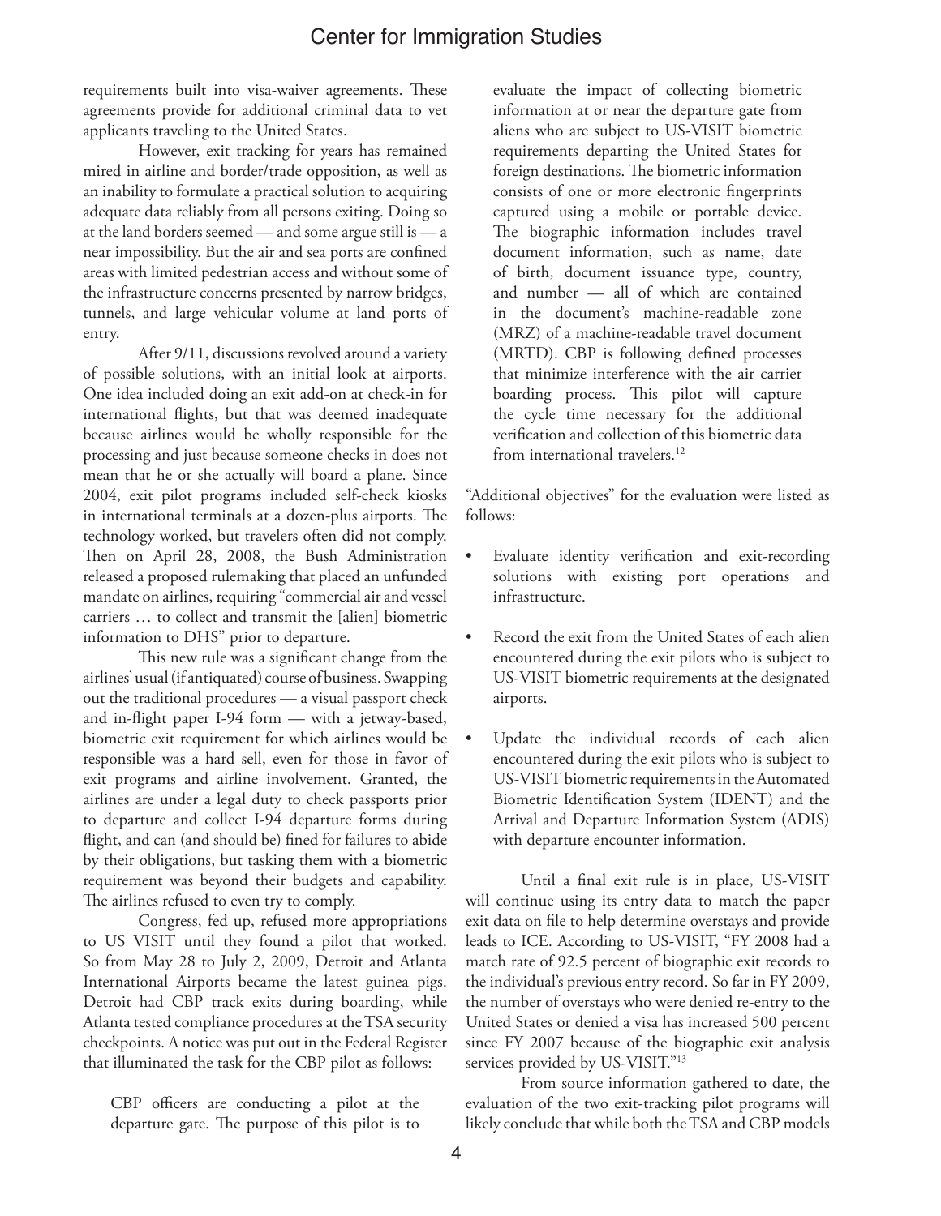requirements built into visa-waiver agreements. These agreements provide for additional criminal data to vet applicants traveling to the United States.

However, exit tracking for years has remained mired in airline and border/trade opposition, as well as an inability to formulate a practical solution to acquiring adequate data reliably from all persons exiting. Doing so at the land borders seemed — and some argue still is — a near impossibility. But the air and sea ports are confined areas with limited pedestrian access and without some of the infrastructure concerns presented by narrow bridges, tunnels, and large vehicular volume at land ports of entry.

After 9/11, discussions revolved around a variety of possible solutions, with an initial look at airports. One idea included doing an exit add-on at check-in for international flights, but that was deemed inadequate because airlines would be wholly responsible for the processing and just because someone checks in does not mean that he or she actually will board a plane. Since 2004, exit pilot programs included self-check kiosks in international terminals at a dozen-plus airports. The technology worked, but travelers often did not comply. Then on April 28, 2008, the Bush Administration released a proposed rulemaking that placed an unfunded mandate on airlines, requiring "commercial air and vessel carriers … to collect and transmit the [alien] biometric information to DHS" prior to departure.

This new rule was a significant change from the airlines' usual (if antiquated) course of business. Swapping out the traditional procedures — a visual passport check and in-flight paper I-94 form — with a jetway-based, biometric exit requirement for which airlines would be responsible was a hard sell, even for those in favor of exit programs and airline involvement. Granted, the airlines are under a legal duty to check passports prior to departure and collect I-94 departure forms during flight, and can (and should be) fined for failures to abide by their obligations, but tasking them with a biometric requirement was beyond their budgets and capability. The airlines refused to even try to comply.

Congress, fed up, refused more appropriations to US VISIT until they found a pilot that worked. So from May 28 to July 2, 2009, Detroit and Atlanta International Airports became the latest guinea pigs. Detroit had CBP track exits during boarding, while Atlanta tested compliance procedures at the TSA security checkpoints. A notice was put out in the Federal Register that illuminated the task for the CBP pilot as follows:

> CBP officers are conducting a pilot at the departure gate. The purpose of this pilot is to evaluate the impact of collecting biometric information at or near the departure gate from aliens who are subject to US-VISIT biometric requirements departing the United States for foreign destinations. The biometric information consists of one or more electronic fingerprints captured using a mobile or portable device. The biographic information includes travel document information, such as name, date of birth, document issuance type, country, and number — all of which are contained in the document's machine-readable zone (MRZ) of a machine-readable travel document (MRTD). CBP is following defined processes that minimize interference with the air carrier boarding process. This pilot will capture the cycle time necessary for the additional verification and collection of this biometric data from international travelers.[12]

"Additional objectives" for the evaluation were listed as follows:

- Evaluate identity verification and exit-recording solutions with existing port operations and infrastructure.
- Record the exit from the United States of each alien encountered during the exit pilots who is subject to US-VISIT biometric requirements at the designated airports.
- Update the individual records of each alien encountered during the exit pilots who is subject to US-VISIT biometric requirements in the Automated Biometric Identification System (IDENT) and the Arrival and Departure Information System (ADIS) with departure encounter information.

Until a final exit rule is in place, US-VISIT will continue using its entry data to match the paper exit data on file to help determine overstays and provide leads to ICE. According to US-VISIT, "FY 2008 had a match rate of 92.5 percent of biographic exit records to the individual's previous entry record. So far in FY 2009, the number of overstays who were denied re-entry to the United States or denied a visa has increased 500 percent since FY 2007 because of the biographic exit analysis services provided by US-VISIT."[13]

From source information gathered to date, the evaluation of the two exit-tracking pilot programs will likely conclude that while both the TSA and CBP models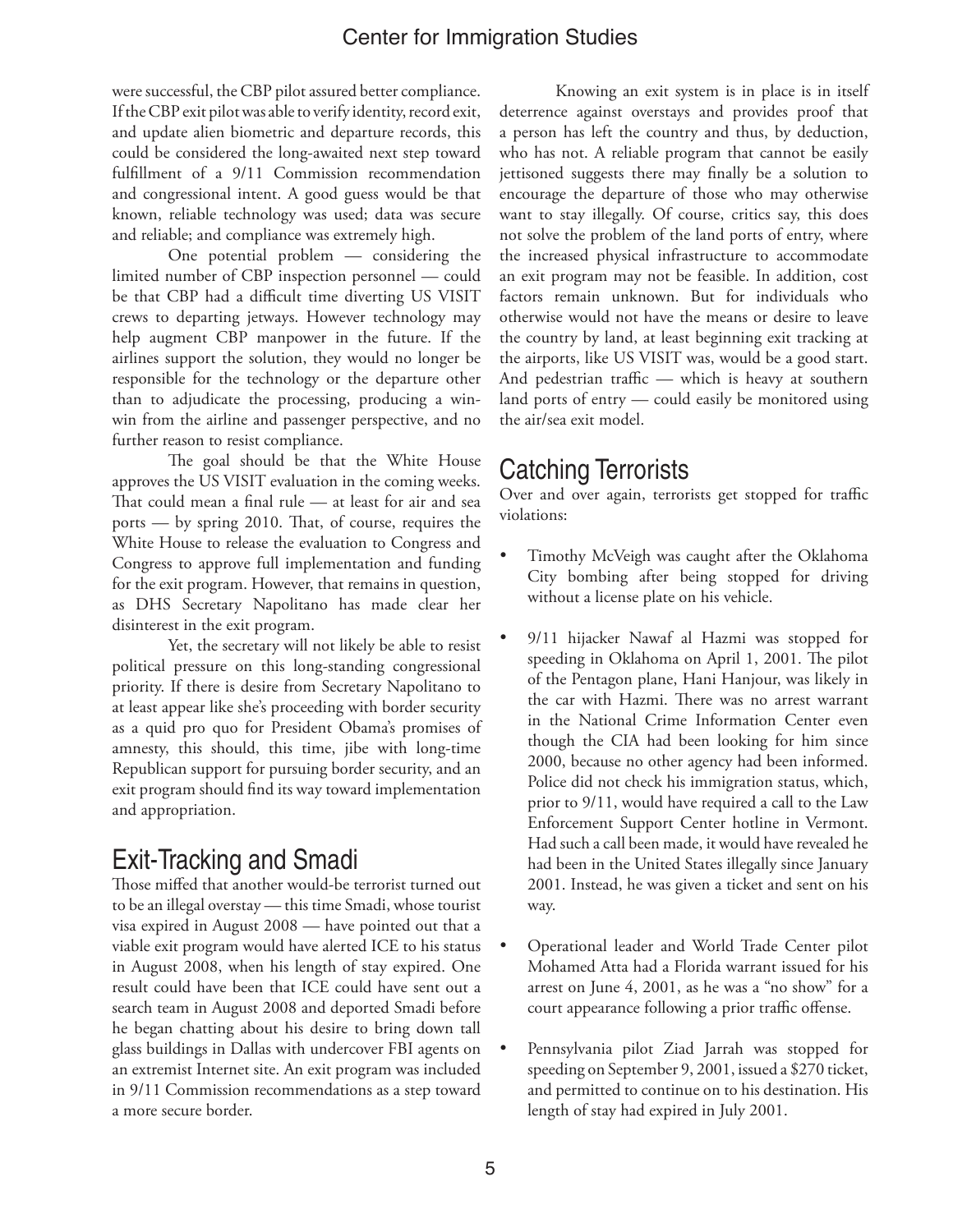were successful, the CBP pilot assured better compliance. If the CBP exit pilot was able to verify identity, record exit, and update alien biometric and departure records, this could be considered the long-awaited next step toward fulfillment of a 9/11 Commission recommendation and congressional intent. A good guess would be that known, reliable technology was used; data was secure and reliable; and compliance was extremely high.

One potential problem — considering the limited number of CBP inspection personnel — could be that CBP had a difficult time diverting US VISIT crews to departing jetways. However technology may help augment CBP manpower in the future. If the airlines support the solution, they would no longer be responsible for the technology or the departure other than to adjudicate the processing, producing a win-win from the airline and passenger perspective, and no further reason to resist compliance.

The goal should be that the White House approves the US VISIT evaluation in the coming weeks. That could mean a final rule — at least for air and sea ports — by spring 2010. That, of course, requires the White House to release the evaluation to Congress and Congress to approve full implementation and funding for the exit program. However, that remains in question, as DHS Secretary Napolitano has made clear her disinterest in the exit program.

Yet, the secretary will not likely be able to resist political pressure on this long-standing congressional priority. If there is desire from Secretary Napolitano to at least appear like she's proceeding with border security as a quid pro quo for President Obama's promises of amnesty, this should, this time, jibe with long-time Republican support for pursuing border security, and an exit program should find its way toward implementation and appropriation.

## Exit-Tracking and Smadi

Those miffed that another would-be terrorist turned out to be an illegal overstay — this time Smadi, whose tourist visa expired in August 2008 — have pointed out that a viable exit program would have alerted ICE to his status in August 2008, when his length of stay expired. One result could have been that ICE could have sent out a search team in August 2008 and deported Smadi before he began chatting about his desire to bring down tall glass buildings in Dallas with undercover FBI agents on an extremist Internet site. An exit program was included in 9/11 Commission recommendations as a step toward a more secure border.

Knowing an exit system is in place is in itself deterrence against overstays and provides proof that a person has left the country and thus, by deduction, who has not. A reliable program that cannot be easily jettisoned suggests there may finally be a solution to encourage the departure of those who may otherwise want to stay illegally. Of course, critics say, this does not solve the problem of the land ports of entry, where the increased physical infrastructure to accommodate an exit program may not be feasible. In addition, cost factors remain unknown. But for individuals who otherwise would not have the means or desire to leave the country by land, at least beginning exit tracking at the airports, like US VISIT was, would be a good start. And pedestrian traffic — which is heavy at southern land ports of entry — could easily be monitored using the air/sea exit model.

## Catching Terrorists

Over and over again, terrorists get stopped for traffic violations:

- Timothy McVeigh was caught after the Oklahoma City bombing after being stopped for driving without a license plate on his vehicle.

- 9/11 hijacker Nawaf al Hazmi was stopped for speeding in Oklahoma on April 1, 2001. The pilot of the Pentagon plane, Hani Hanjour, was likely in the car with Hazmi. There was no arrest warrant in the National Crime Information Center even though the CIA had been looking for him since 2000, because no other agency had been informed. Police did not check his immigration status, which, prior to 9/11, would have required a call to the Law Enforcement Support Center hotline in Vermont. Had such a call been made, it would have revealed he had been in the United States illegally since January 2001. Instead, he was given a ticket and sent on his way.

- Operational leader and World Trade Center pilot Mohamed Atta had a Florida warrant issued for his arrest on June 4, 2001, as he was a "no show" for a court appearance following a prior traffic offense.

- Pennsylvania pilot Ziad Jarrah was stopped for speeding on September 9, 2001, issued a $270 ticket, and permitted to continue on to his destination. His length of stay had expired in July 2001.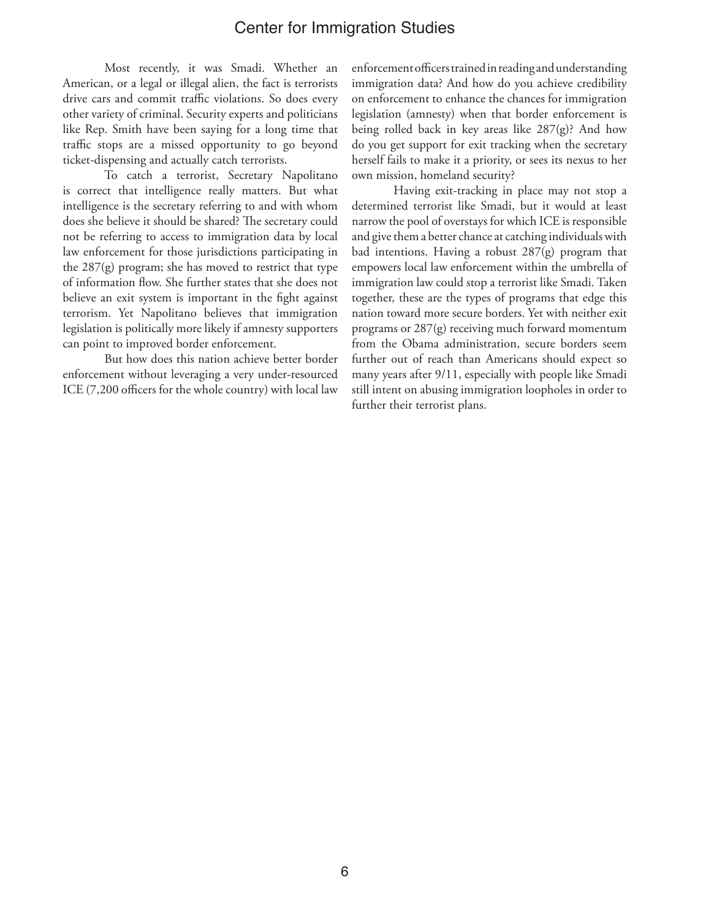Most recently, it was Smadi. Whether an American, or a legal or illegal alien, the fact is terrorists drive cars and commit traffic violations. So does every other variety of criminal. Security experts and politicians like Rep. Smith have been saying for a long time that traffic stops are a missed opportunity to go beyond ticket-dispensing and actually catch terrorists.

To catch a terrorist, Secretary Napolitano is correct that intelligence really matters. But what intelligence is the secretary referring to and with whom does she believe it should be shared? The secretary could not be referring to access to immigration data by local law enforcement for those jurisdictions participating in the 287(g) program; she has moved to restrict that type of information flow. She further states that she does not believe an exit system is important in the fight against terrorism. Yet Napolitano believes that immigration legislation is politically more likely if amnesty supporters can point to improved border enforcement.

But how does this nation achieve better border enforcement without leveraging a very under-resourced ICE (7,200 officers for the whole country) with local law enforcement officers trained in reading and understanding immigration data? And how do you achieve credibility on enforcement to enhance the chances for immigration legislation (amnesty) when that border enforcement is being rolled back in key areas like 287(g)? And how do you get support for exit tracking when the secretary herself fails to make it a priority, or sees its nexus to her own mission, homeland security?

Having exit-tracking in place may not stop a determined terrorist like Smadi, but it would at least narrow the pool of overstays for which ICE is responsible and give them a better chance at catching individuals with bad intentions. Having a robust 287(g) program that empowers local law enforcement within the umbrella of immigration law could stop a terrorist like Smadi. Taken together, these are the types of programs that edge this nation toward more secure borders. Yet with neither exit programs or 287(g) receiving much forward momentum from the Obama administration, secure borders seem further out of reach than Americans should expect so many years after 9/11, especially with people like Smadi still intent on abusing immigration loopholes in order to further their terrorist plans.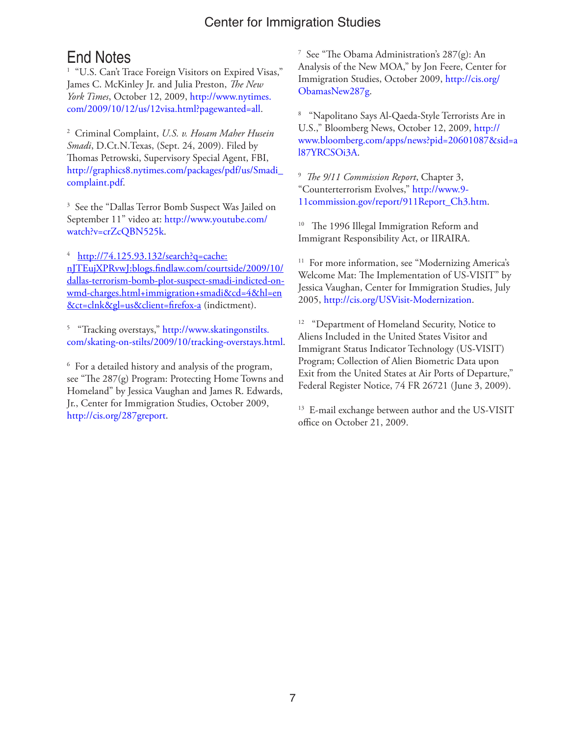## End Notes

[1] "U.S. Can't Trace Foreign Visitors on Expired Visas," James C. McKinley Jr. and Julia Preston, *The New York Times*, October 12, 2009, http://www.nytimes.com/2009/10/12/us/12visa.html?pagewanted=all.

[2] Criminal Complaint, *U.S. v. Hosam Maher Husein Smadi*, D.Ct.N.Texas, (Sept. 24, 2009). Filed by Thomas Petrowski, Supervisory Special Agent, FBI, http://graphics8.nytimes.com/packages/pdf/us/Smadi_complaint.pdf.

[3] See the "Dallas Terror Bomb Suspect Was Jailed on September 11" video at: http://www.youtube.com/watch?v=crZcQBN525k.

[4] http://74.125.93.132/search?q=cache:nJTEujXPRvwJ:blogs.findlaw.com/courtside/2009/10/dallas-terrorism-bomb-plot-suspect-smadi-indicted-on-wmd-charges.html+immigration+smadi&cd=4&hl=en&ct=clnk&gl=us&client=firefox-a (indictment).

[5] "Tracking overstays," http://www.skatingonstilts.com/skating-on-stilts/2009/10/tracking-overstays.html.

[6] For a detailed history and analysis of the program, see "The 287(g) Program: Protecting Home Towns and Homeland" by Jessica Vaughan and James R. Edwards, Jr., Center for Immigration Studies, October 2009, http://cis.org/287greport.

[7] See "The Obama Administration's 287(g): An Analysis of the New MOA," by Jon Feere, Center for Immigration Studies, October 2009, http://cis.org/ObamasNew287g.

[8] "Napolitano Says Al-Qaeda-Style Terrorists Are in U.S.," Bloomberg News, October 12, 2009, http://www.bloomberg.com/apps/news?pid=20601087&sid=al87YRCSOi3A.

[9] *The 9/11 Commission Report*, Chapter 3, "Counterterrorism Evolves," http://www.9-11commission.gov/report/911Report_Ch3.htm.

[10] The 1996 Illegal Immigration Reform and Immigrant Responsibility Act, or IIRAIRA.

[11] For more information, see "Modernizing America's Welcome Mat: The Implementation of US-VISIT" by Jessica Vaughan, Center for Immigration Studies, July 2005, http://cis.org/USVisit-Modernization.

[12] "Department of Homeland Security, Notice to Aliens Included in the United States Visitor and Immigrant Status Indicator Technology (US-VISIT) Program; Collection of Alien Biometric Data upon Exit from the United States at Air Ports of Departure," Federal Register Notice, 74 FR 26721 (June 3, 2009).

[13] E-mail exchange between author and the US-VISIT office on October 21, 2009.